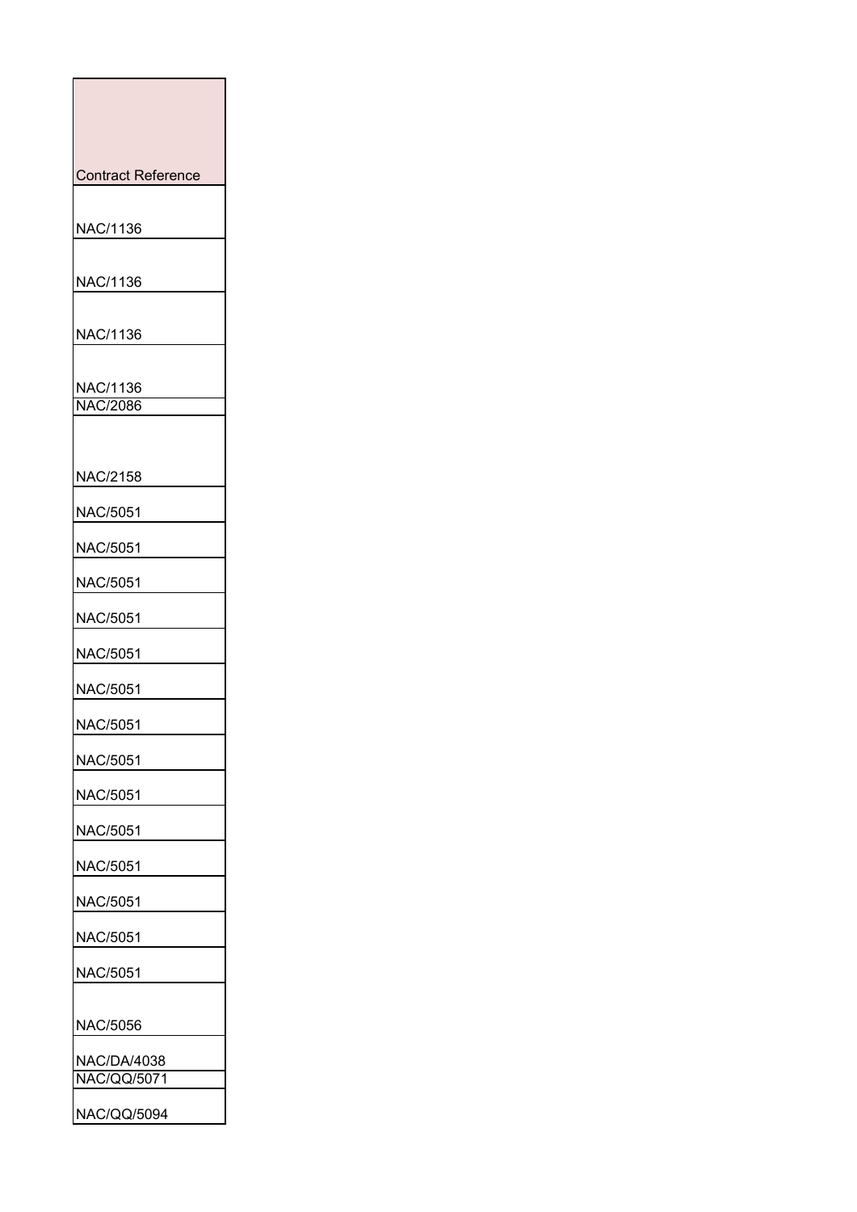| Contract Reference |
|---|
| NAC/1136 |
| NAC/1136 |
| NAC/1136 |
| NAC/1136 |
| NAC/2086 |
| NAC/2158 |
| NAC/5051 |
| NAC/5051 |
| NAC/5051 |
| NAC/5051 |
| NAC/5051 |
| NAC/5051 |
| NAC/5051 |
| NAC/5051 |
| NAC/5051 |
| NAC/5051 |
| NAC/5051 |
| NAC/5051 |
| NAC/5051 |
| NAC/5051 |
| NAC/5056 |
| NAC/DA/4038 |
| NAC/QQ/5071 |
| NAC/QQ/5094 |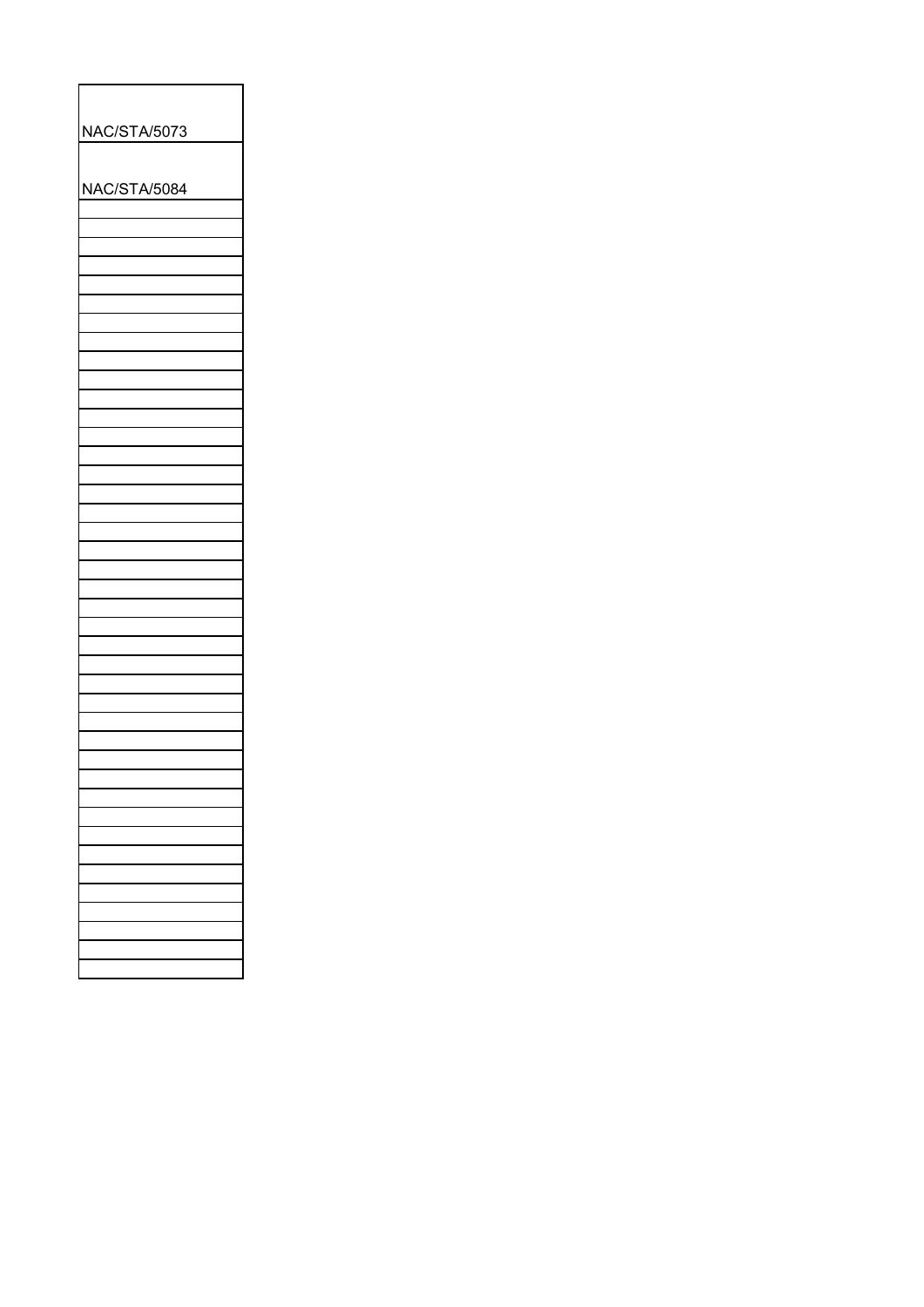| NAC/STA/5073 |
|---|
| NAC/STA/5084 |
| |
| |
| |
| |
| |
| |
| |
| |
| |
| |
| |
| |
| |
| |
| |
| |
| |
| |
| |
| |
| |
| |
| |
| |
| |
| |
| |
| |
| |
| |
| |
| |
| |
| |
| |
| |
| |
| |
| |
| |
| |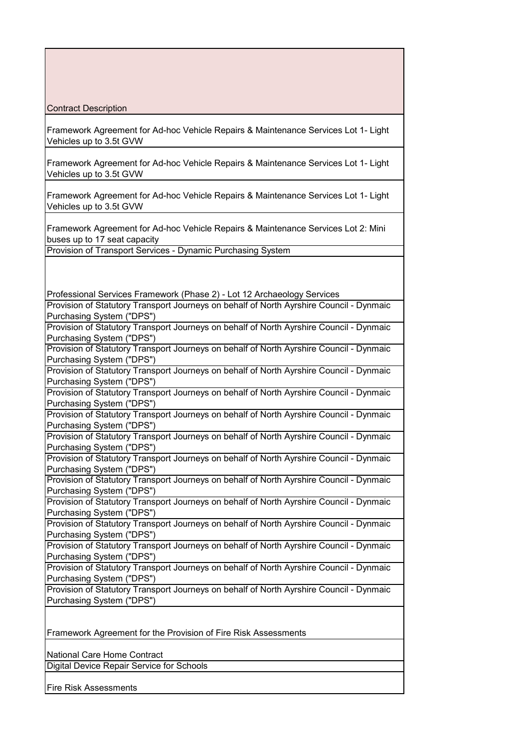| Contract Description |
|---|
| Framework Agreement for Ad-hoc Vehicle Repairs & Maintenance Services Lot 1- Light Vehicles up to 3.5t GVW |
| Framework Agreement for Ad-hoc Vehicle Repairs & Maintenance Services Lot 1- Light Vehicles up to 3.5t GVW |
| Framework Agreement for Ad-hoc Vehicle Repairs & Maintenance Services Lot 1- Light Vehicles up to 3.5t GVW |
| Framework Agreement for Ad-hoc Vehicle Repairs & Maintenance Services Lot 2: Mini buses up to 17 seat capacity |
| Provision of Transport Services - Dynamic Purchasing System |
| Professional Services Framework (Phase 2) - Lot 12 Archaeology Services |
| Provision of Statutory Transport Journeys on behalf of North Ayrshire Council - Dynmaic Purchasing System ("DPS") |
| Provision of Statutory Transport Journeys on behalf of North Ayrshire Council - Dynmaic Purchasing System ("DPS") |
| Provision of Statutory Transport Journeys on behalf of North Ayrshire Council - Dynmaic Purchasing System ("DPS") |
| Provision of Statutory Transport Journeys on behalf of North Ayrshire Council - Dynmaic Purchasing System ("DPS") |
| Provision of Statutory Transport Journeys on behalf of North Ayrshire Council - Dynmaic Purchasing System ("DPS") |
| Provision of Statutory Transport Journeys on behalf of North Ayrshire Council - Dynmaic Purchasing System ("DPS") |
| Provision of Statutory Transport Journeys on behalf of North Ayrshire Council - Dynmaic Purchasing System ("DPS") |
| Provision of Statutory Transport Journeys on behalf of North Ayrshire Council - Dynmaic Purchasing System ("DPS") |
| Provision of Statutory Transport Journeys on behalf of North Ayrshire Council - Dynmaic Purchasing System ("DPS") |
| Provision of Statutory Transport Journeys on behalf of North Ayrshire Council - Dynmaic Purchasing System ("DPS") |
| Provision of Statutory Transport Journeys on behalf of North Ayrshire Council - Dynmaic Purchasing System ("DPS") |
| Provision of Statutory Transport Journeys on behalf of North Ayrshire Council - Dynmaic Purchasing System ("DPS") |
| Provision of Statutory Transport Journeys on behalf of North Ayrshire Council - Dynmaic Purchasing System ("DPS") |
| Provision of Statutory Transport Journeys on behalf of North Ayrshire Council - Dynmaic Purchasing System ("DPS") |
| Framework Agreement for the Provision of Fire Risk Assessments |
| National Care Home Contract |
| Digital Device Repair Service for Schools |
| Fire Risk Assessments |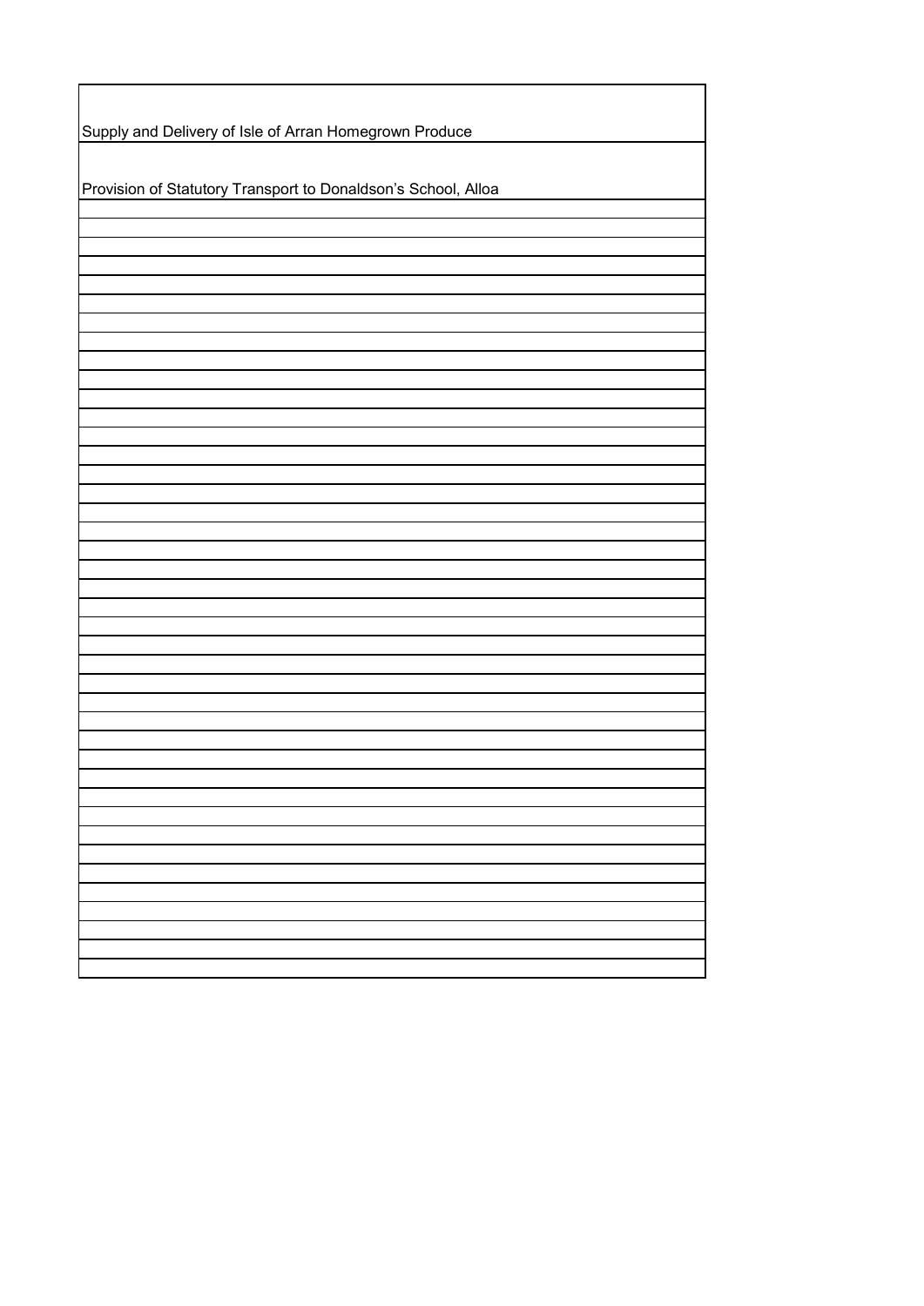| |
|---|
| Supply and Delivery of Isle of Arran Homegrown Produce |
| Provision of Statutory Transport to Donaldson's School, Alloa |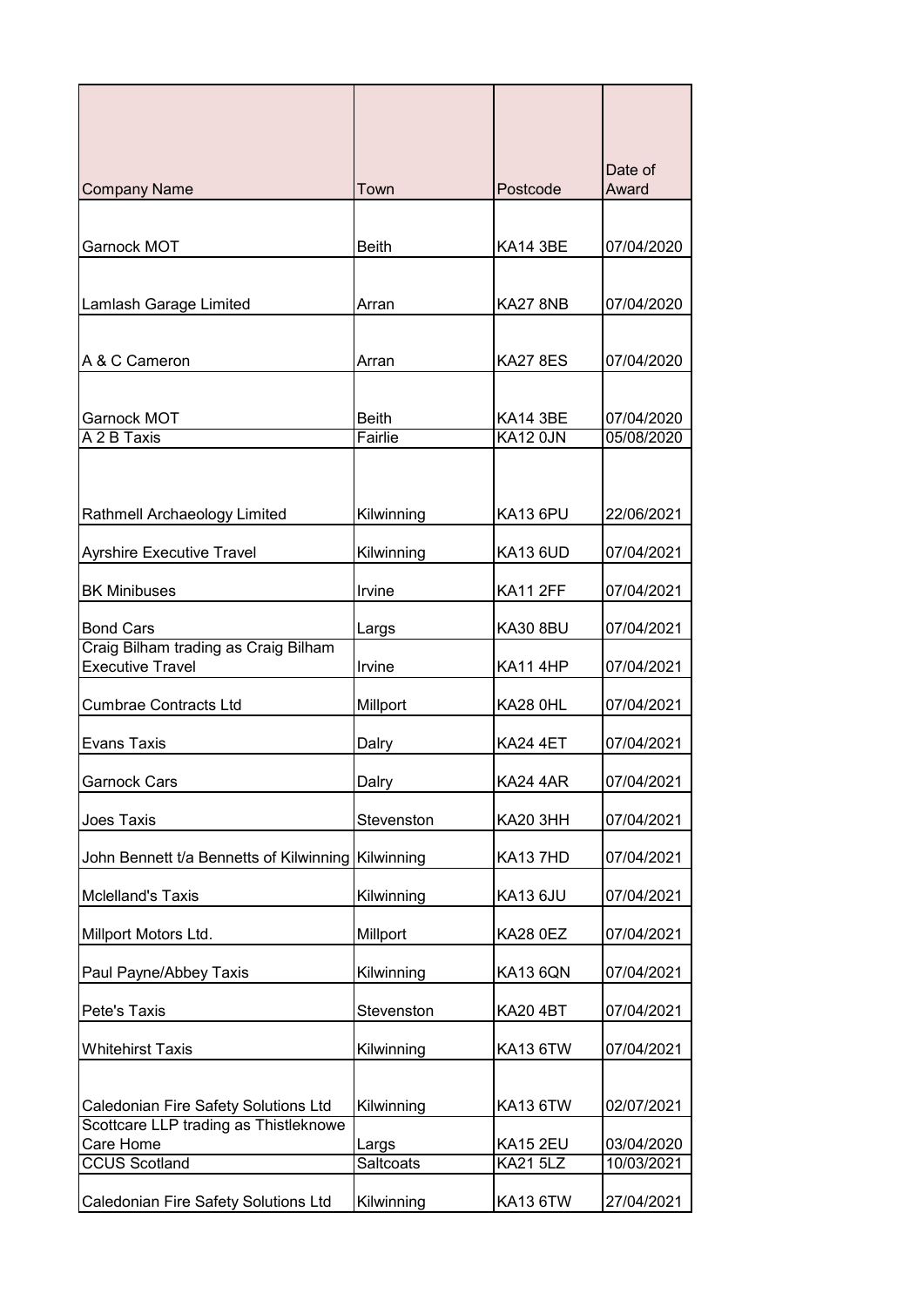| Company Name | Town | Postcode | Date of Award |
|---|---|---|---|
| Garnock MOT | Beith | KA14 3BE | 07/04/2020 |
| Lamlash Garage Limited | Arran | KA27 8NB | 07/04/2020 |
| A & C Cameron | Arran | KA27 8ES | 07/04/2020 |
| Garnock MOT | Beith | KA14 3BE | 07/04/2020 |
| A 2 B Taxis | Fairlie | KA12 0JN | 05/08/2020 |
| Rathmell Archaeology Limited | Kilwinning | KA13 6PU | 22/06/2021 |
| Ayrshire Executive Travel | Kilwinning | KA13 6UD | 07/04/2021 |
| BK Minibuses | Irvine | KA11 2FF | 07/04/2021 |
| Bond Cars | Largs | KA30 8BU | 07/04/2021 |
| Craig Bilham trading as Craig Bilham Executive Travel | Irvine | KA11 4HP | 07/04/2021 |
| Cumbrae Contracts Ltd | Millport | KA28 0HL | 07/04/2021 |
| Evans Taxis | Dalry | KA24 4ET | 07/04/2021 |
| Garnock Cars | Dalry | KA24 4AR | 07/04/2021 |
| Joes Taxis | Stevenston | KA20 3HH | 07/04/2021 |
| John Bennett t/a Bennetts of Kilwinning | Kilwinning | KA13 7HD | 07/04/2021 |
| Mclelland's Taxis | Kilwinning | KA13 6JU | 07/04/2021 |
| Millport Motors Ltd. | Millport | KA28 0EZ | 07/04/2021 |
| Paul Payne/Abbey Taxis | Kilwinning | KA13 6QN | 07/04/2021 |
| Pete's Taxis | Stevenston | KA20 4BT | 07/04/2021 |
| Whitehirst Taxis | Kilwinning | KA13 6TW | 07/04/2021 |
| Caledonian Fire Safety Solutions Ltd | Kilwinning | KA13 6TW | 02/07/2021 |
| Scottcare LLP trading as Thistleknowe Care Home | Largs | KA15 2EU | 03/04/2020 |
| CCUS Scotland | Saltcoats | KA21 5LZ | 10/03/2021 |
| Caledonian Fire Safety Solutions Ltd | Kilwinning | KA13 6TW | 27/04/2021 |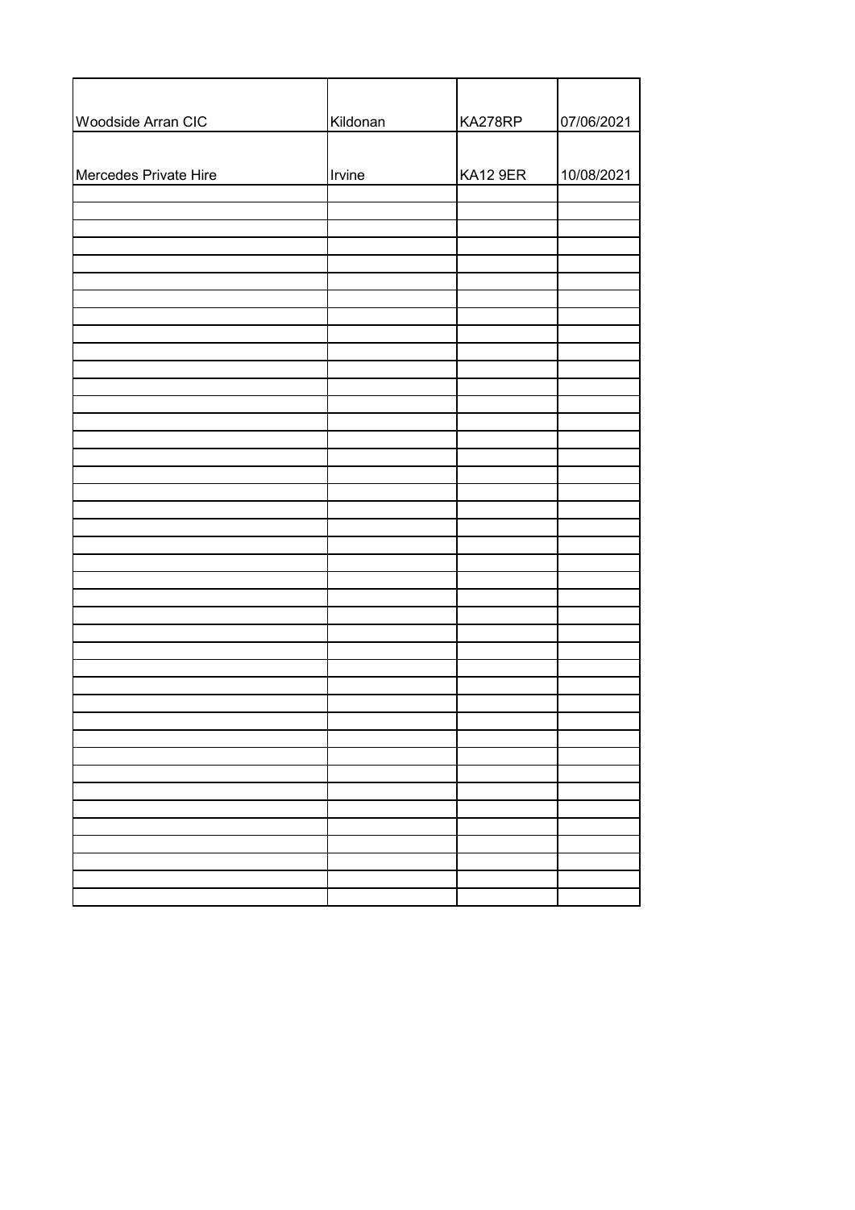| | | | |
|---|---|---|---|
| Woodside Arran CIC | Kildonan | KA278RP | 07/06/2021 |
| Mercedes Private Hire | Irvine | KA12 9ER | 10/08/2021 |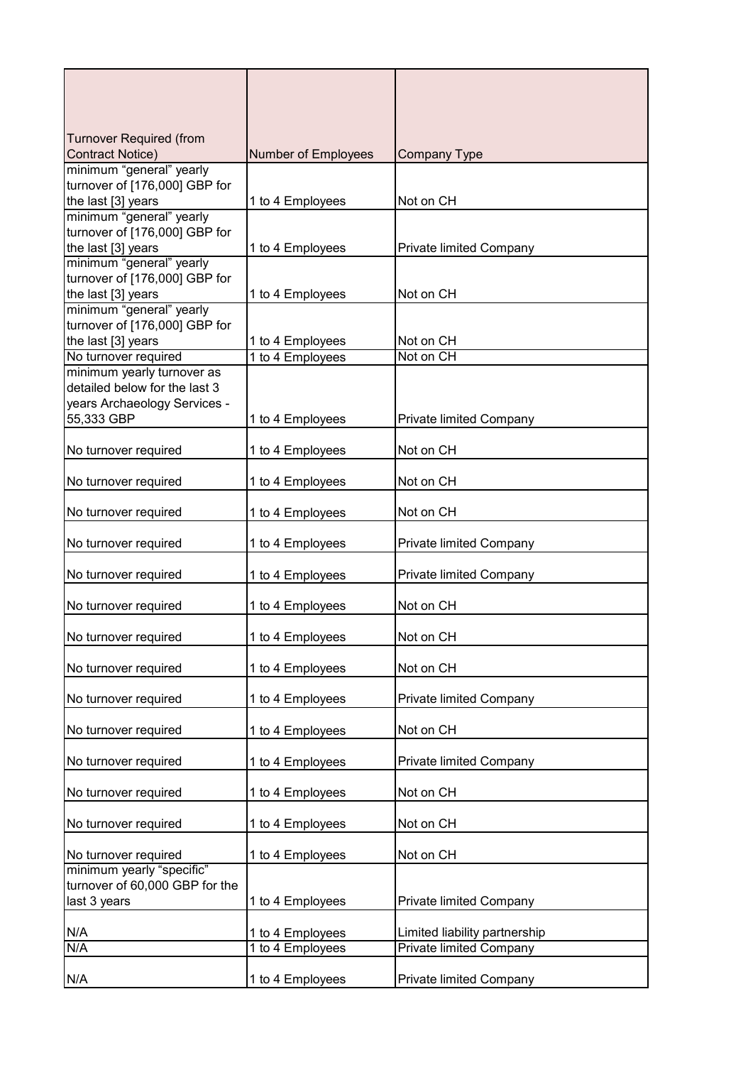| Turnover Required (from Contract Notice) | Number of Employees | Company Type |
|---|---|---|
| minimum “general” yearly turnover of [176,000] GBP for the last [3] years | 1 to 4 Employees | Not on CH |
| minimum “general” yearly turnover of [176,000] GBP for the last [3] years | 1 to 4 Employees | Private limited Company |
| minimum “general” yearly turnover of [176,000] GBP for the last [3] years | 1 to 4 Employees | Not on CH |
| minimum “general” yearly turnover of [176,000] GBP for the last [3] years | 1 to 4 Employees | Not on CH |
| No turnover required | 1 to 4 Employees | Not on CH |
| minimum yearly turnover as detailed below for the last 3 years Archaeology Services - 55,333 GBP | 1 to 4 Employees | Private limited Company |
| No turnover required | 1 to 4 Employees | Not on CH |
| No turnover required | 1 to 4 Employees | Not on CH |
| No turnover required | 1 to 4 Employees | Not on CH |
| No turnover required | 1 to 4 Employees | Private limited Company |
| No turnover required | 1 to 4 Employees | Private limited Company |
| No turnover required | 1 to 4 Employees | Not on CH |
| No turnover required | 1 to 4 Employees | Not on CH |
| No turnover required | 1 to 4 Employees | Not on CH |
| No turnover required | 1 to 4 Employees | Private limited Company |
| No turnover required | 1 to 4 Employees | Not on CH |
| No turnover required | 1 to 4 Employees | Private limited Company |
| No turnover required | 1 to 4 Employees | Not on CH |
| No turnover required | 1 to 4 Employees | Not on CH |
| No turnover required | 1 to 4 Employees | Not on CH |
| minimum yearly “specific” turnover of 60,000 GBP for the last 3 years | 1 to 4 Employees | Private limited Company |
| N/A | 1 to 4 Employees | Limited liability partnership |
| N/A | 1 to 4 Employees | Private limited Company |
| N/A | 1 to 4 Employees | Private limited Company |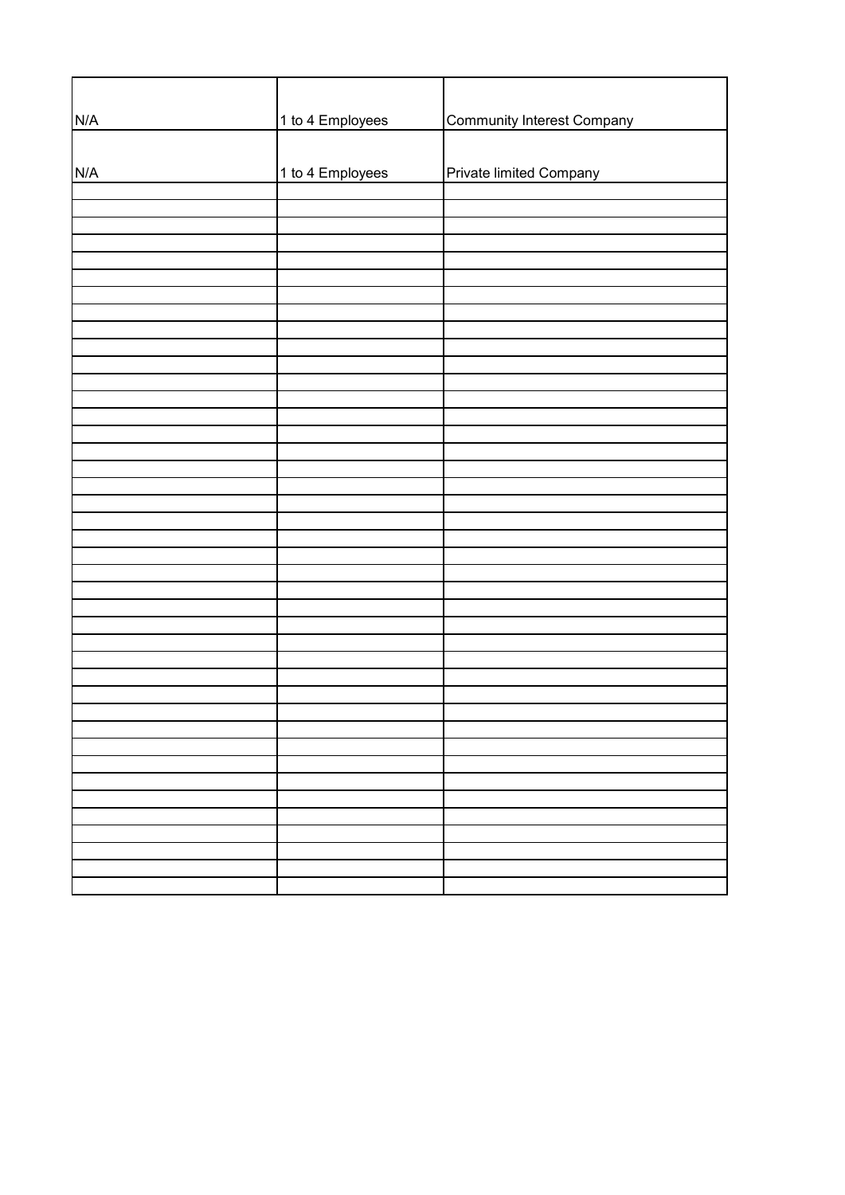| | | |
|---|---|---|
| N/A | 1 to 4 Employees | Community Interest Company |
| N/A | 1 to 4 Employees | Private limited Company |
| | | |
| | | |
| | | |
| | | |
| | | |
| | | |
| | | |
| | | |
| | | |
| | | |
| | | |
| | | |
| | | |
| | | |
| | | |
| | | |
| | | |
| | | |
| | | |
| | | |
| | | |
| | | |
| | | |
| | | |
| | | |
| | | |
| | | |
| | | |
| | | |
| | | |
| | | |
| | | |
| | | |
| | | |
| | | |
| | | |
| | | |
| | | |
| | | |
| | | |
| | | |
| | | |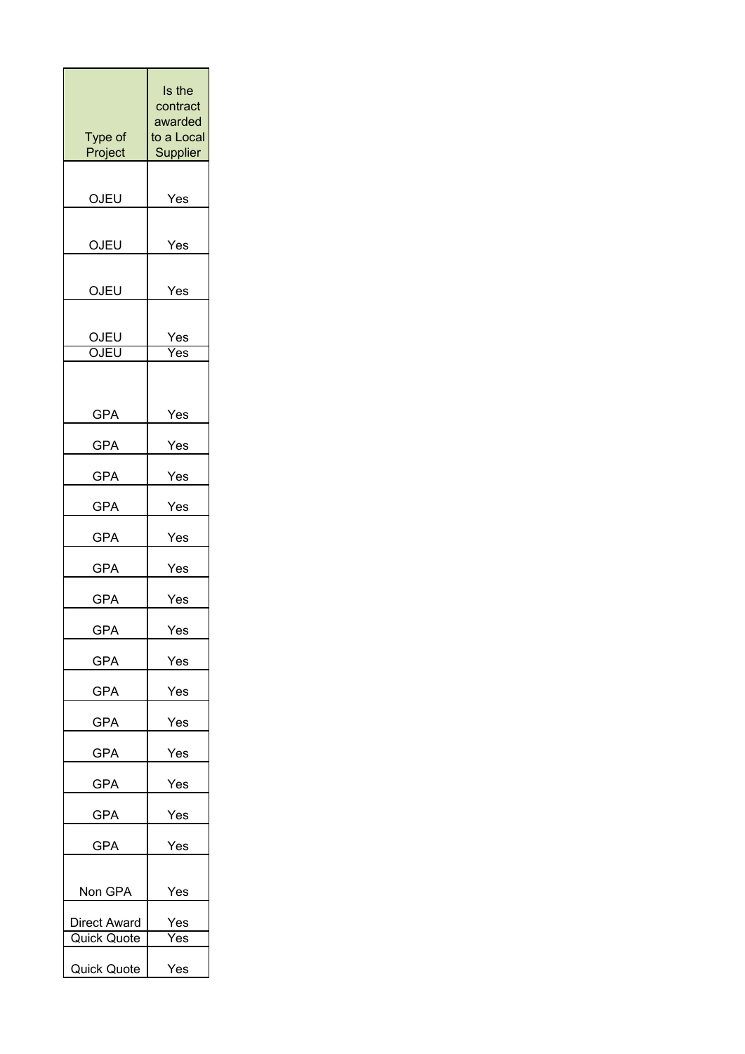| Type of Project | Is the contract awarded to a Local Supplier |
|---|---|
| OJEU | Yes |
| OJEU | Yes |
| OJEU | Yes |
| OJEU | Yes |
| OJEU | Yes |
| GPA | Yes |
| GPA | Yes |
| GPA | Yes |
| GPA | Yes |
| GPA | Yes |
| GPA | Yes |
| GPA | Yes |
| GPA | Yes |
| GPA | Yes |
| GPA | Yes |
| GPA | Yes |
| GPA | Yes |
| GPA | Yes |
| GPA | Yes |
| GPA | Yes |
| Non GPA | Yes |
| Direct Award | Yes |
| Quick Quote | Yes |
| Quick Quote | Yes |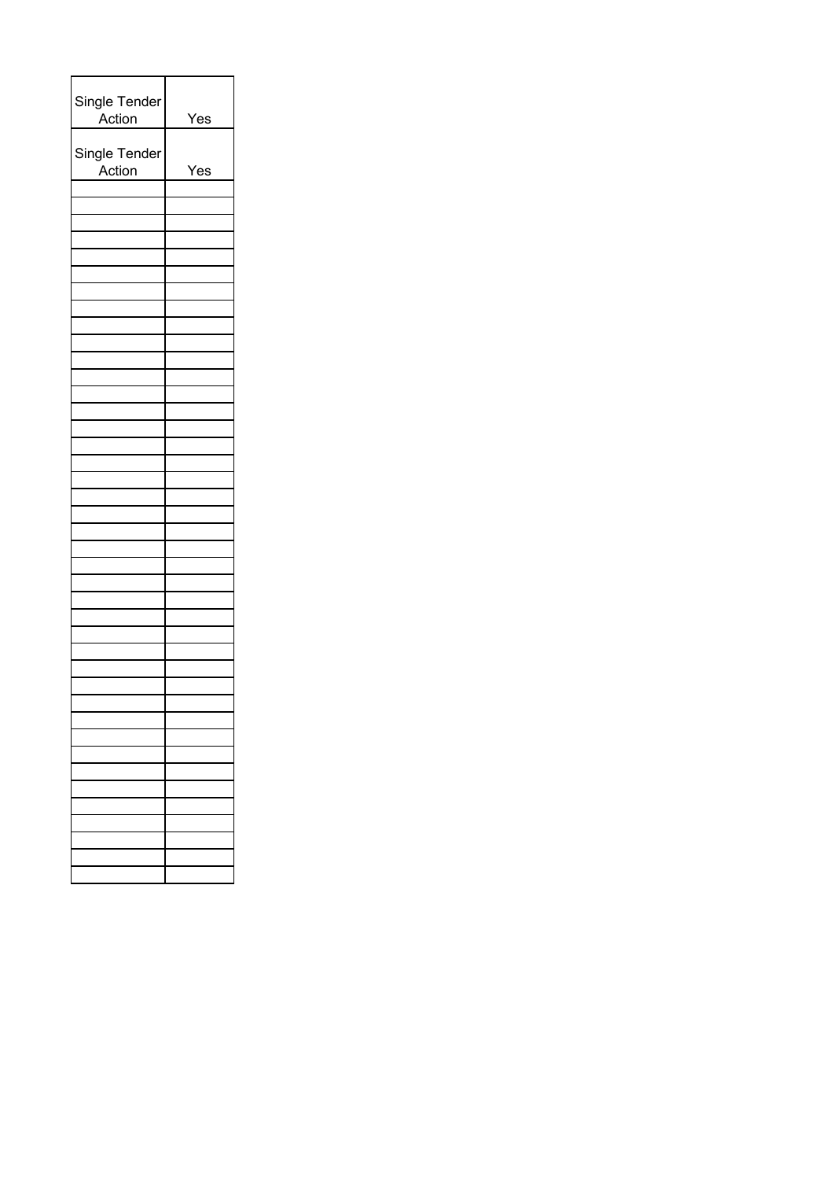| | |
|---|---|
| Single Tender Action | Yes |
| Single Tender Action | Yes |
| | |
| | |
| | |
| | |
| | |
| | |
| | |
| | |
| | |
| | |
| | |
| | |
| | |
| | |
| | |
| | |
| | |
| | |
| | |
| | |
| | |
| | |
| | |
| | |
| | |
| | |
| | |
| | |
| | |
| | |
| | |
| | |
| | |
| | |
| | |
| | |
| | |
| | |
| | |
| | |